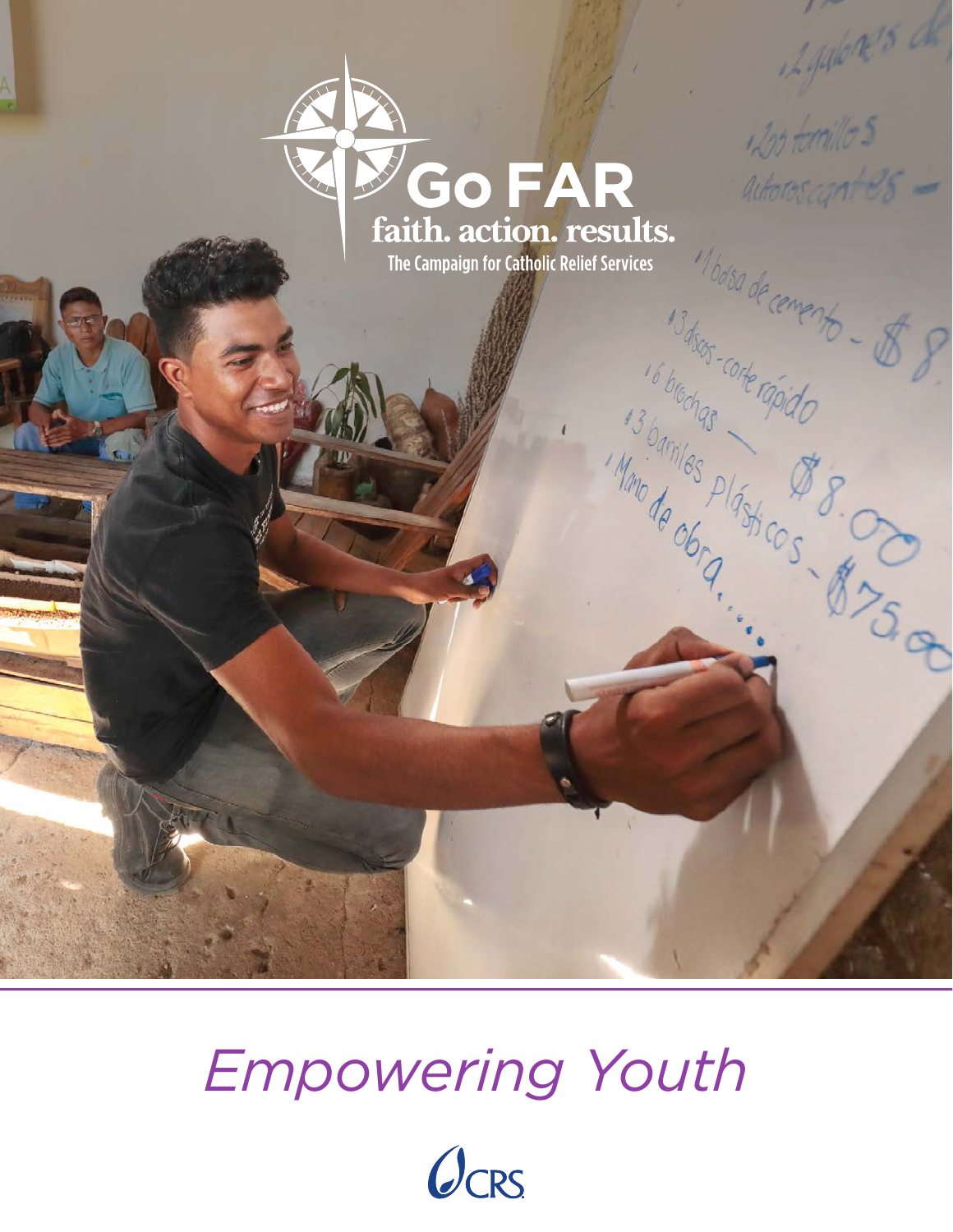# Go FAR

faith. action. results.

The Campaign for Catholic Relief Services

# *Empowering Youth*

CRS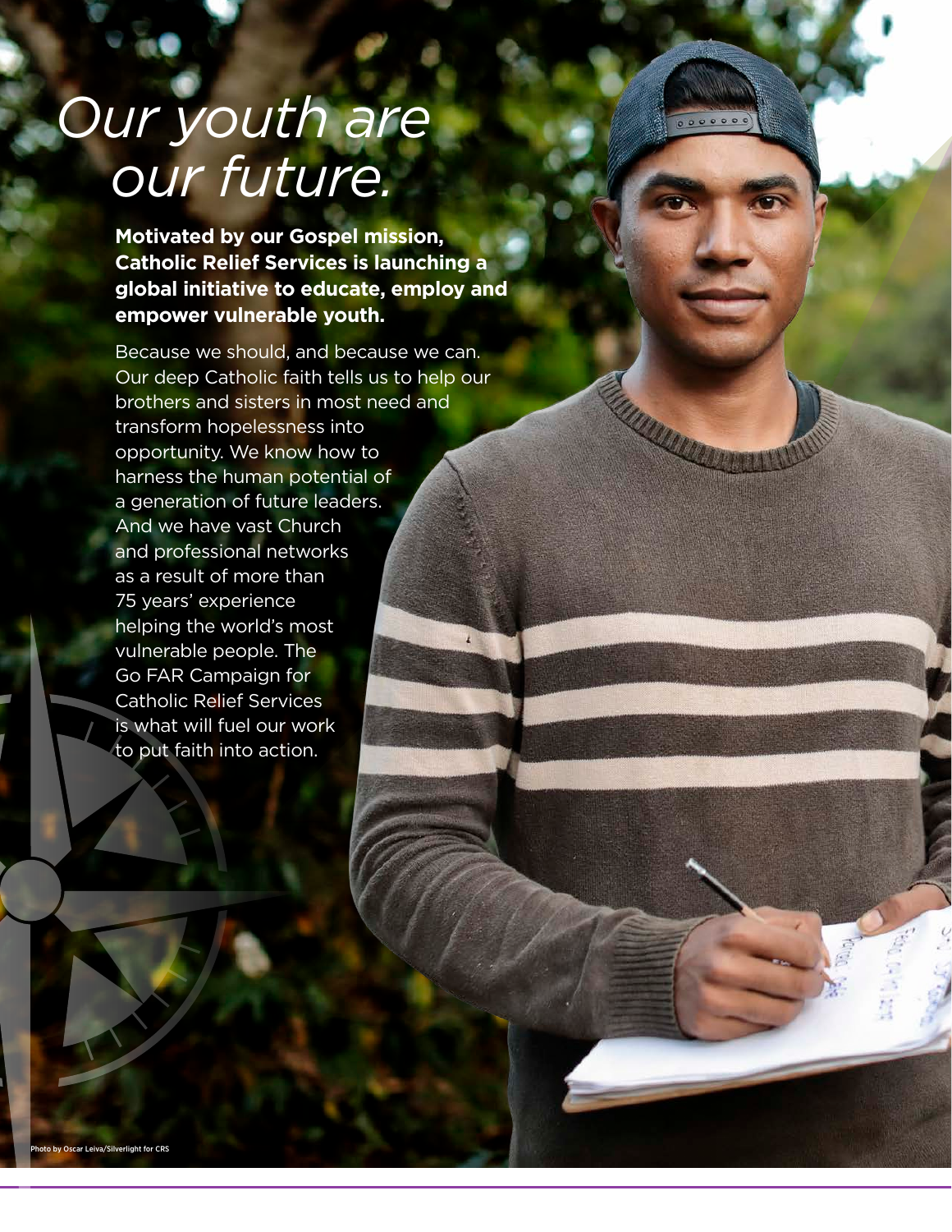# *Our youth are our future.*

**Motivated by our Gospel mission, Catholic Relief Services is launching a global initiative to educate, employ and empower vulnerable youth.**

Because we should, and because we can. Our deep Catholic faith tells us to help our brothers and sisters in most need and transform hopelessness into opportunity. We know how to harness the human potential of a generation of future leaders. And we have vast Church and professional networks as a result of more than 75 years' experience helping the world's most vulnerable people. The Go FAR Campaign for Catholic Relief Services is what will fuel our work to put faith into action.

Photo by Oscar Leiva/Silverlight for CRS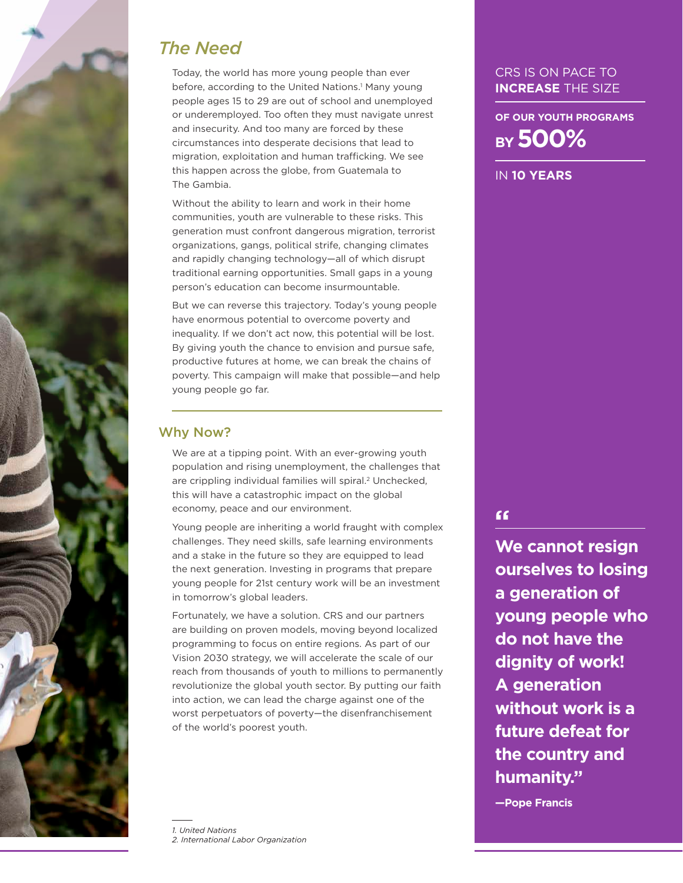## *The Need*

Today, the world has more young people than ever before, according to the United Nations.[1] Many young people ages 15 to 29 are out of school and unemployed or underemployed. Too often they must navigate unrest and insecurity. And too many are forced by these circumstances into desperate decisions that lead to migration, exploitation and human trafficking. We see this happen across the globe, from Guatemala to The Gambia.

Without the ability to learn and work in their home communities, youth are vulnerable to these risks. This generation must confront dangerous migration, terrorist organizations, gangs, political strife, changing climates and rapidly changing technology—all of which disrupt traditional earning opportunities. Small gaps in a young person's education can become insurmountable.

But we can reverse this trajectory. Today's young people have enormous potential to overcome poverty and inequality. If we don't act now, this potential will be lost. By giving youth the chance to envision and pursue safe, productive futures at home, we can break the chains of poverty. This campaign will make that possible—and help young people go far.

## Why Now?

We are at a tipping point. With an ever-growing youth population and rising unemployment, the challenges that are crippling individual families will spiral.[2] Unchecked, this will have a catastrophic impact on the global economy, peace and our environment.

Young people are inheriting a world fraught with complex challenges. They need skills, safe learning environments and a stake in the future so they are equipped to lead the next generation. Investing in programs that prepare young people for 21st century work will be an investment in tomorrow's global leaders.

Fortunately, we have a solution. CRS and our partners are building on proven models, moving beyond localized programming to focus on entire regions. As part of our Vision 2030 strategy, we will accelerate the scale of our reach from thousands of youth to millions to permanently revolutionize the global youth sector. By putting our faith into action, we can lead the charge against one of the worst perpetuators of poverty—the disenfranchisement of the world's poorest youth.

CRS IS ON PACE TO **INCREASE** THE SIZE

**OF OUR YOUTH PROGRAMS BY 500%**

IN **10 YEARS**

**"We cannot resign ourselves to losing a generation of young people who do not have the dignity of work! A generation without work is a future defeat for the country and humanity."**

**—Pope Francis**

1. *United Nations*
2. *International Labor Organization*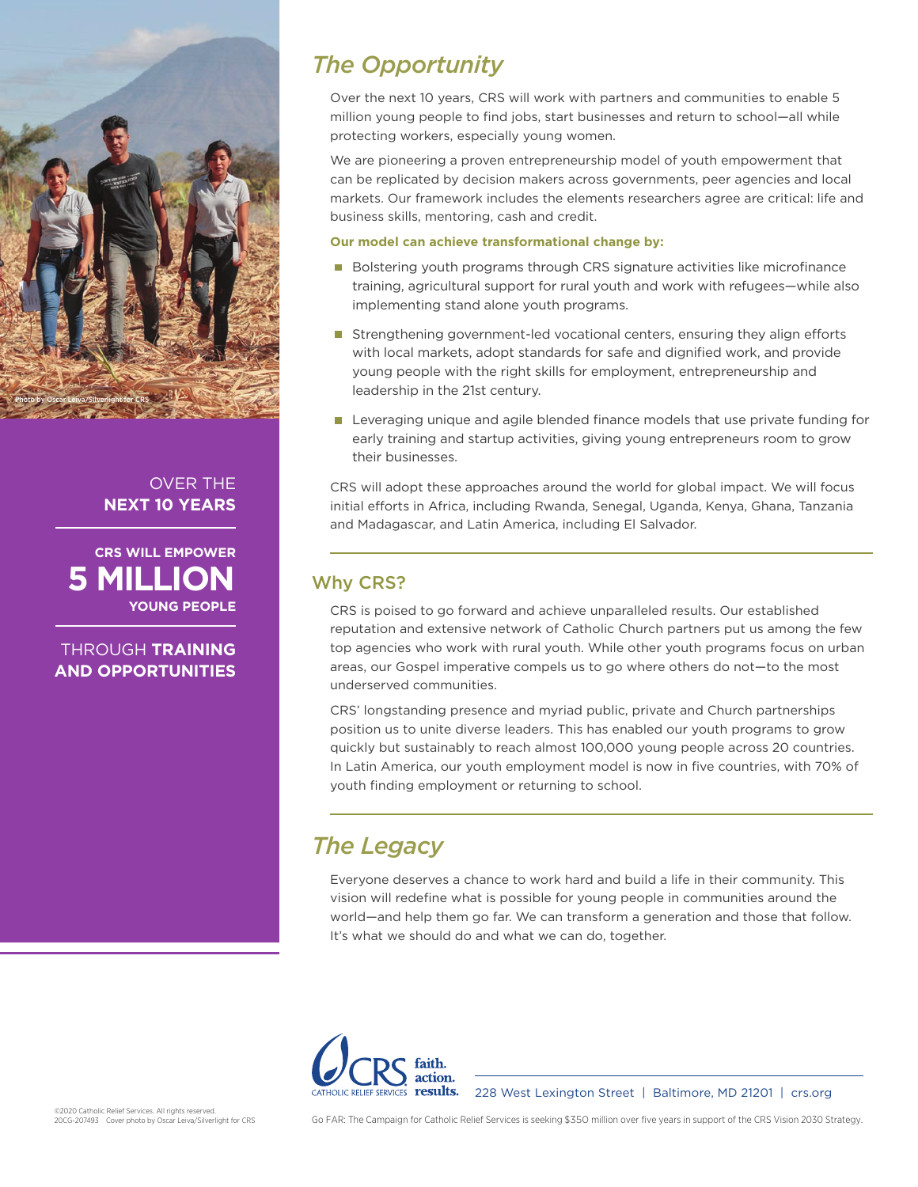Photo by Oscar Leiva/Silverlight for CRS

OVER THE **NEXT 10 YEARS**

**CRS WILL EMPOWER**
**5 MILLION**
**YOUNG PEOPLE**

THROUGH **TRAINING AND OPPORTUNITIES**

## *The Opportunity*

Over the next 10 years, CRS will work with partners and communities to enable 5 million young people to find jobs, start businesses and return to school—all while protecting workers, especially young women.

We are pioneering a proven entrepreneurship model of youth empowerment that can be replicated by decision makers across governments, peer agencies and local markets. Our framework includes the elements researchers agree are critical: life and business skills, mentoring, cash and credit.

**Our model can achieve transformational change by:**

- Bolstering youth programs through CRS signature activities like microfinance training, agricultural support for rural youth and work with refugees—while also implementing stand alone youth programs.
- Strengthening government-led vocational centers, ensuring they align efforts with local markets, adopt standards for safe and dignified work, and provide young people with the right skills for employment, entrepreneurship and leadership in the 21st century.
- Leveraging unique and agile blended finance models that use private funding for early training and startup activities, giving young entrepreneurs room to grow their businesses.

CRS will adopt these approaches around the world for global impact. We will focus initial efforts in Africa, including Rwanda, Senegal, Uganda, Kenya, Ghana, Tanzania and Madagascar, and Latin America, including El Salvador.

### Why CRS?

CRS is poised to go forward and achieve unparalleled results. Our established reputation and extensive network of Catholic Church partners put us among the few top agencies who work with rural youth. While other youth programs focus on urban areas, our Gospel imperative compels us to go where others do not—to the most underserved communities.

CRS' longstanding presence and myriad public, private and Church partnerships position us to unite diverse leaders. This has enabled our youth programs to grow quickly but sustainably to reach almost 100,000 young people across 20 countries. In Latin America, our youth employment model is now in five countries, with 70% of youth finding employment or returning to school.

## *The Legacy*

Everyone deserves a chance to work hard and build a life in their community. This vision will redefine what is possible for young people in communities around the world—and help them go far. We can transform a generation and those that follow. It's what we should do and what we can do, together.

CRS CATHOLIC RELIEF SERVICES faith. action. results.

228 West Lexington Street | Baltimore, MD 21201 | crs.org

©2020 Catholic Relief Services. All rights reserved.
20CG-207493 Cover photo by Oscar Leiva/Silverlight for CRS

Go FAR: The Campaign for Catholic Relief Services is seeking $350 million over five years in support of the CRS Vision 2030 Strategy.